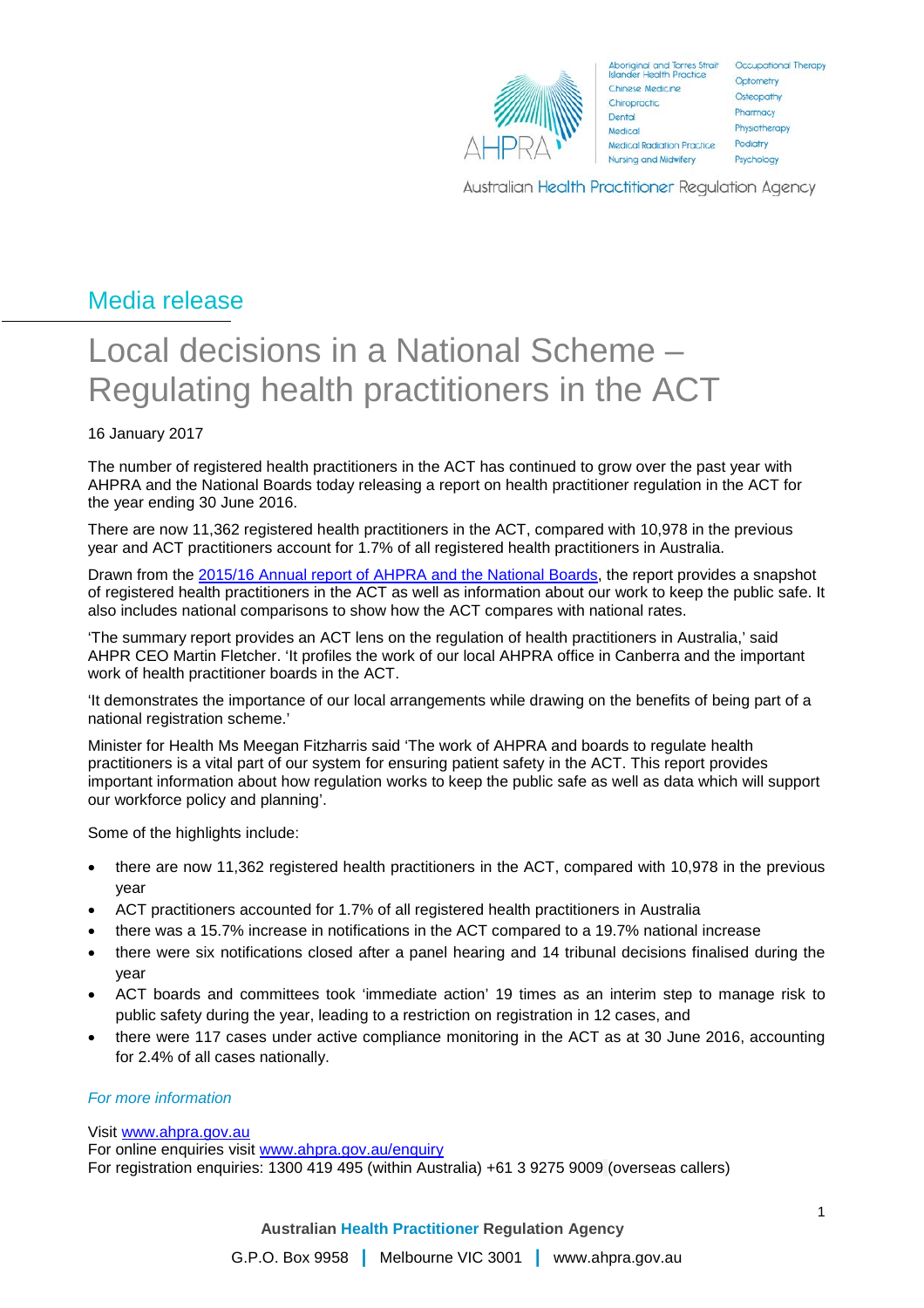Media release

# Local decisions in a National Scheme – Regulating health practitioners in the ACT

16 January 2017

The number of registered health practitioners in the ACT has continued to grow over the past year with AHPRA and the National Boards today releasing a report on health practitioner regulation in the ACT for the year ending 30 June 2016.

There are now 11,362 registered health practitioners in the ACT, compared with 10,978 in the previous year and ACT practitioners account for 1.7% of all registered health practitioners in Australia.

Drawn from the [2015/16 Annual report of AHPRA and the National Boards](), the report provides a snapshot of registered health practitioners in the ACT as well as information about our work to keep the public safe. It also includes national comparisons to show how the ACT compares with national rates.

'The summary report provides an ACT lens on the regulation of health practitioners in Australia,' said AHPR CEO Martin Fletcher. 'It profiles the work of our local AHPRA office in Canberra and the important work of health practitioner boards in the ACT.

'It demonstrates the importance of our local arrangements while drawing on the benefits of being part of a national registration scheme.'

Minister for Health Ms Meegan Fitzharris said 'The work of AHPRA and boards to regulate health practitioners is a vital part of our system for ensuring patient safety in the ACT. This report provides important information about how regulation works to keep the public safe as well as data which will support our workforce policy and planning'.

Some of the highlights include:

- there are now 11,362 registered health practitioners in the ACT, compared with 10,978 in the previous year
- ACT practitioners accounted for 1.7% of all registered health practitioners in Australia
- there was a 15.7% increase in notifications in the ACT compared to a 19.7% national increase
- there were six notifications closed after a panel hearing and 14 tribunal decisions finalised during the year
- ACT boards and committees took 'immediate action' 19 times as an interim step to manage risk to public safety during the year, leading to a restriction on registration in 12 cases, and
- there were 117 cases under active compliance monitoring in the ACT as at 30 June 2016, accounting for 2.4% of all cases nationally.

*For more information*

Visit [www.ahpra.gov.au](www.ahpra.gov.au)
For online enquiries visit [www.ahpra.gov.au/enquiry](www.ahpra.gov.au/enquiry)
For registration enquiries: 1300 419 495 (within Australia) +61 3 9275 9009 (overseas callers)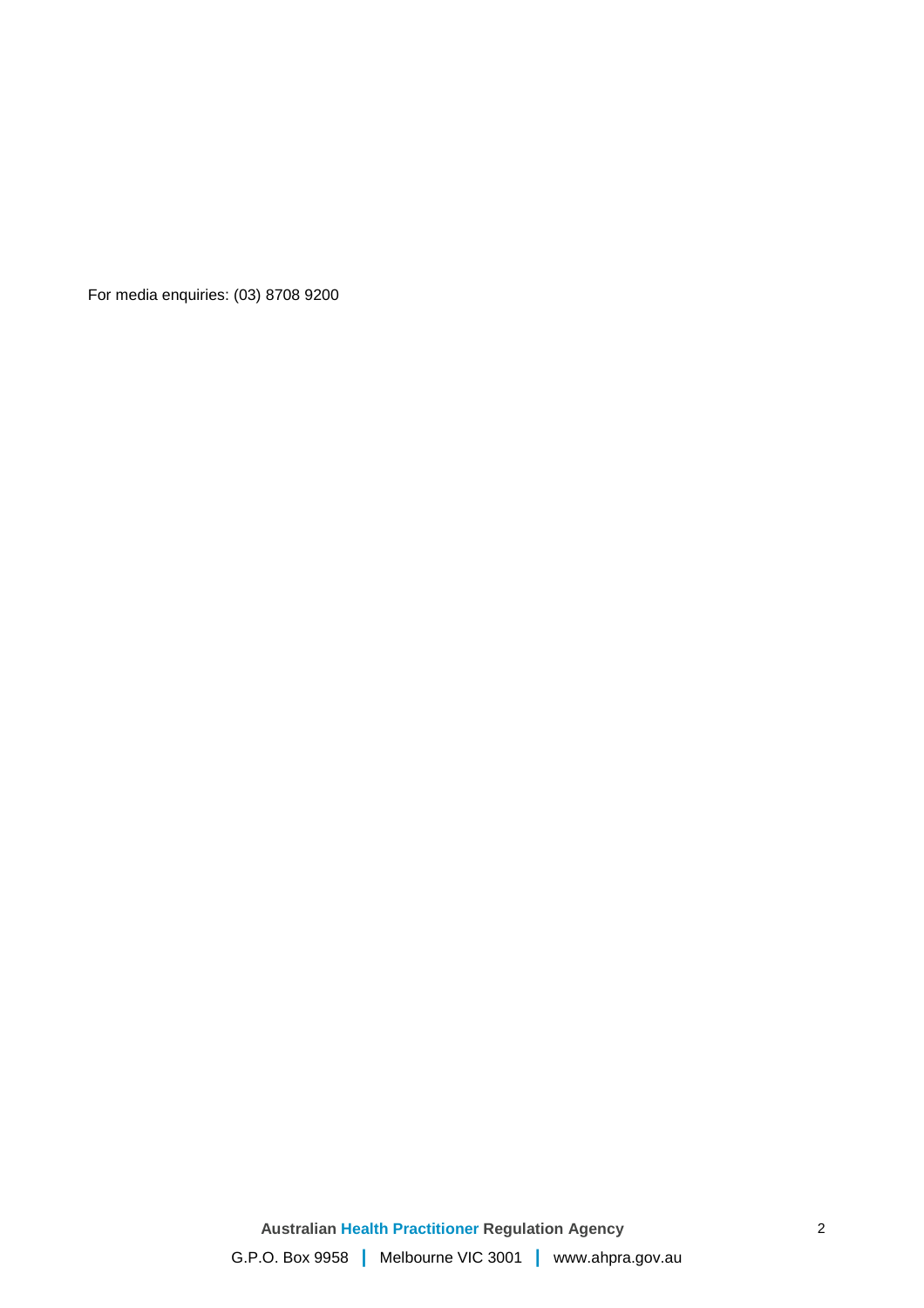For media enquiries: (03) 8708 9200